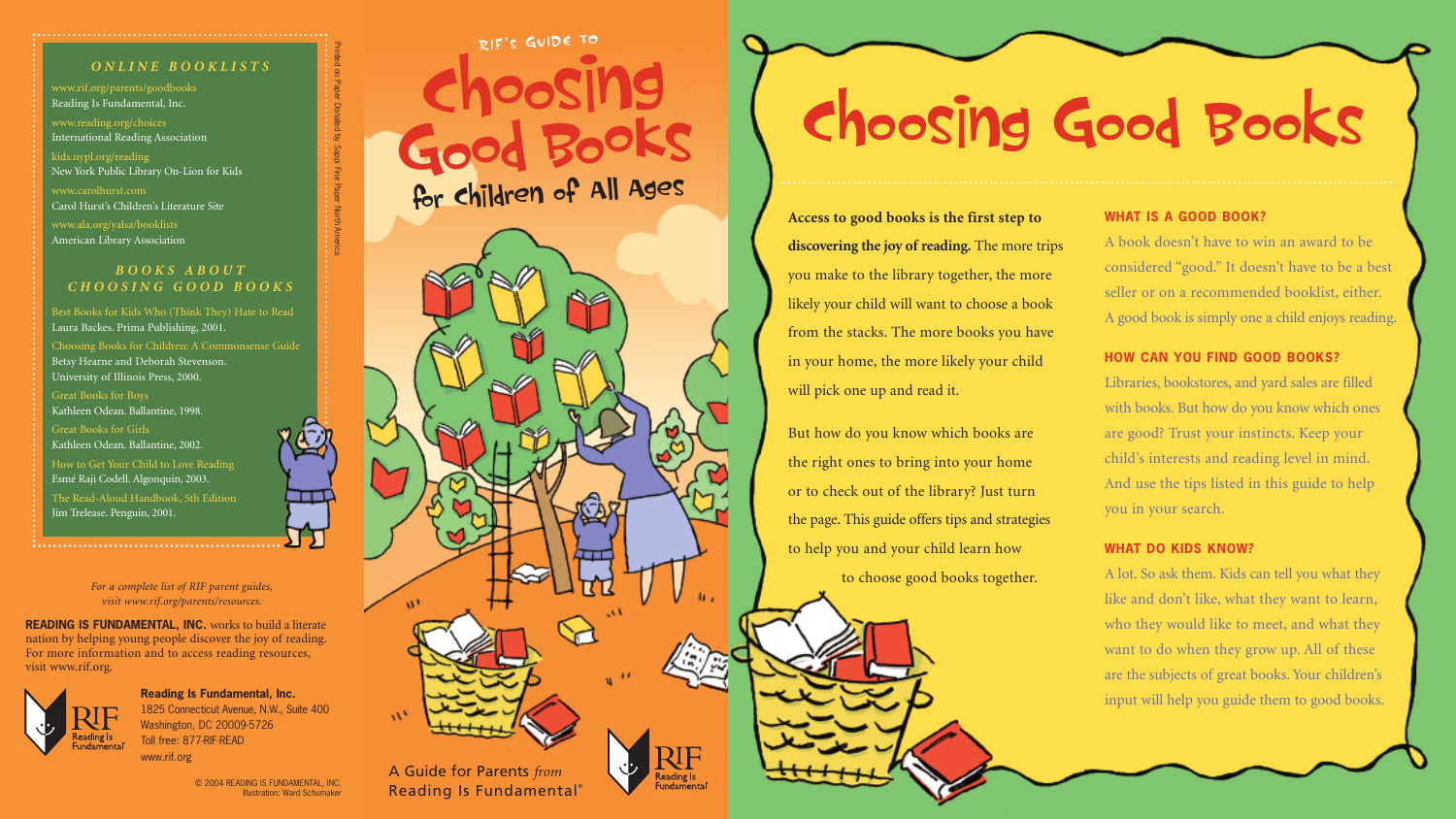### *ONLINE BOOKLISTS*

www.rif.org/parents/goodbooks
Reading Is Fundamental, Inc.

www.reading.org/choices
International Reading Association

kids.nypl.org/reading
New York Public Library On-Lion for Kids

www.carolhurst.com
Carol Hurst's Children's Literature Site

www.ala.org/yalsa/booklists
American Library Association

### *BOOKS ABOUT CHOOSING GOOD BOOKS*

Best Books for Kids Who (Think They) Hate to Read
Laura Backes. Prima Publishing, 2001.

Choosing Books for Children: A Commonsense Guide
Betsy Hearne and Deborah Stevenson.
University of Illinois Press, 2000.

Great Books for Boys
Kathleen Odean. Ballantine, 1998.

Great Books for Girls
Kathleen Odean. Ballantine, 2002.

How to Get Your Child to Love Reading
Esmé Raji Codell. Algonquin, 2003.

The Read-Aloud Handbook, 5th Edition
Jim Trelease. Penguin, 2001.

*For a complete list of RIF parent guides, visit www.rif.org/parents/resources.*

**READING IS FUNDAMENTAL, INC.** works to build a literate nation by helping young people discover the joy of reading. For more information and to access reading resources, visit www.rif.org.

**Reading Is Fundamental, Inc.**
1825 Connecticut Avenue, N.W., Suite 400
Washington, DC 20009-5726
Toll free: 877-RIF-READ
www.rif.org

© 2004 READING IS FUNDAMENTAL, INC.
Illustration: Ward Schumaker

Printed on Paper Donated by Sappi Fine Paper North America

RIF'S GUIDE TO

# Choosing Good Books for Children of All Ages

A Guide for Parents *from* Reading Is Fundamental®

# Choosing Good Books

**Access to good books is the first step to discovering the joy of reading.** The more trips you make to the library together, the more likely your child will want to choose a book from the stacks. The more books you have in your home, the more likely your child will pick one up and read it.

But how do you know which books are the right ones to bring into your home or to check out of the library? Just turn the page. This guide offers tips and strategies to help you and your child learn how to choose good books together.

### WHAT IS A GOOD BOOK?

A book doesn't have to win an award to be considered "good." It doesn't have to be a best seller or on a recommended booklist, either. A good book is simply one a child enjoys reading.

### HOW CAN YOU FIND GOOD BOOKS?

Libraries, bookstores, and yard sales are filled with books. But how do you know which ones are good? Trust your instincts. Keep your child's interests and reading level in mind. And use the tips listed in this guide to help you in your search.

### WHAT DO KIDS KNOW?

A lot. So ask them. Kids can tell you what they like and don't like, what they want to learn, who they would like to meet, and what they want to do when they grow up. All of these are the subjects of great books. Your children's input will help you guide them to good books.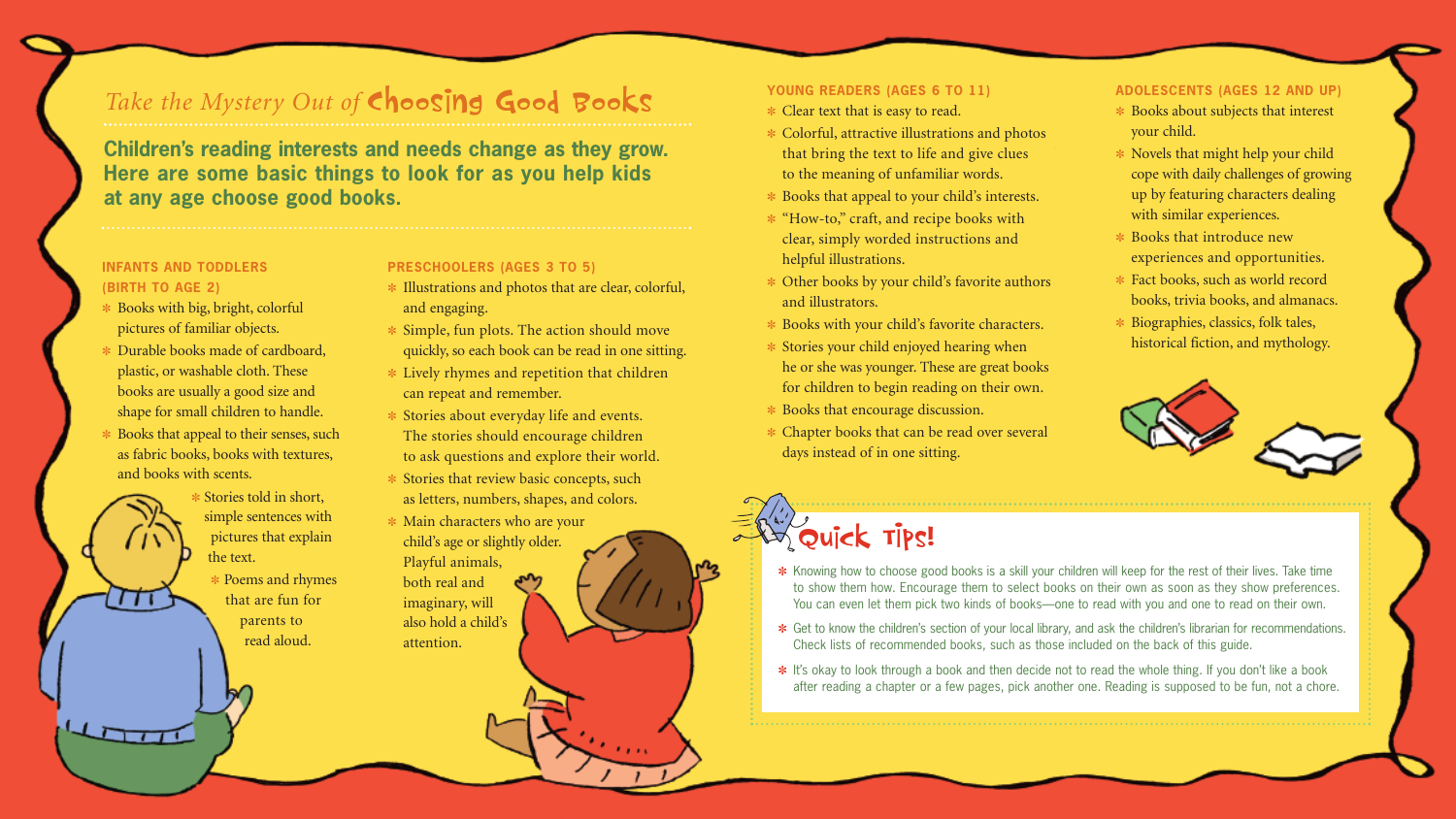# *Take the Mystery Out of* Choosing Good Books

**Children's reading interests and needs change as they grow. Here are some basic things to look for as you help kids at any age choose good books.**

### INFANTS AND TODDLERS (BIRTH TO AGE 2)

- Books with big, bright, colorful pictures of familiar objects.
- Durable books made of cardboard, plastic, or washable cloth. These books are usually a good size and shape for small children to handle.
- Books that appeal to their senses, such as fabric books, books with textures, and books with scents.
- Stories told in short, simple sentences with pictures that explain the text.
- Poems and rhymes that are fun for parents to read aloud.

### PRESCHOOLERS (AGES 3 TO 5)

- Illustrations and photos that are clear, colorful, and engaging.
- Simple, fun plots. The action should move quickly, so each book can be read in one sitting.
- Lively rhymes and repetition that children can repeat and remember.
- Stories about everyday life and events. The stories should encourage children to ask questions and explore their world.
- Stories that review basic concepts, such as letters, numbers, shapes, and colors.
- Main characters who are your child's age or slightly older. Playful animals, both real and imaginary, will also hold a child's attention.

### YOUNG READERS (AGES 6 TO 11)

- Clear text that is easy to read.
- Colorful, attractive illustrations and photos that bring the text to life and give clues to the meaning of unfamiliar words.
- Books that appeal to your child's interests.
- "How-to," craft, and recipe books with clear, simply worded instructions and helpful illustrations.
- Other books by your child's favorite authors and illustrators.
- Books with your child's favorite characters.
- Stories your child enjoyed hearing when he or she was younger. These are great books for children to begin reading on their own.
- Books that encourage discussion.
- Chapter books that can be read over several days instead of in one sitting.

### ADOLESCENTS (AGES 12 AND UP)

- Books about subjects that interest your child.
- Novels that might help your child cope with daily challenges of growing up by featuring characters dealing with similar experiences.
- Books that introduce new experiences and opportunities.
- Fact books, such as world record books, trivia books, and almanacs.
- Biographies, classics, folk tales, historical fiction, and mythology.

## Quick Tips!

- Knowing how to choose good books is a skill your children will keep for the rest of their lives. Take time to show them how. Encourage them to select books on their own as soon as they show preferences. You can even let them pick two kinds of books—one to read with you and one to read on their own.
- Get to know the children's section of your local library, and ask the children's librarian for recommendations. Check lists of recommended books, such as those included on the back of this guide.
- It's okay to look through a book and then decide not to read the whole thing. If you don't like a book after reading a chapter or a few pages, pick another one. Reading is supposed to be fun, not a chore.